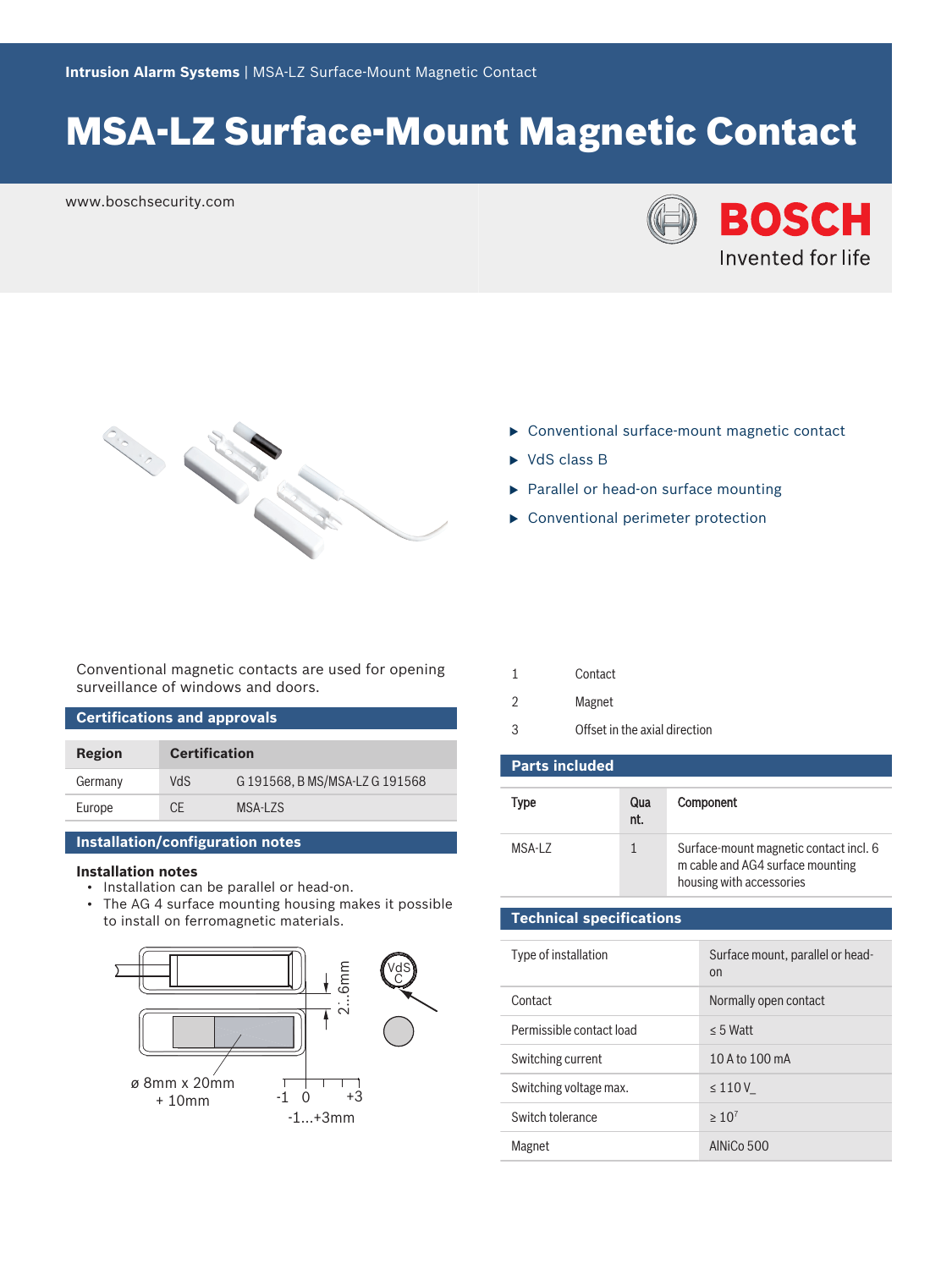# MSA-LZ Surface-Mount Magnetic Contact

www.boschsecurity.com

- Conventional surface-mount magnetic contact
- VdS class B
- Parallel or head-on surface mounting
- Conventional perimeter protection

Conventional magnetic contacts are used for opening surveillance of windows and doors.

## Certifications and approvals

| Region | Certification | |
|---|---|---|
| Germany | VdS | G 191568, B MS/MSA-LZ G 191568 |
| Europe | CE | MSA-LZS |

## Installation/configuration notes

### Installation notes

- Installation can be parallel or head-on.
- The AG 4 surface mounting housing makes it possible to install on ferromagnetic materials.

ø 8mm x 20mm + 10mm

2...6mm

-1 0 +3

-1...+3mm

| | |
|---|---|
| 1 | Contact |
| 2 | Magnet |
| 3 | Offset in the axial direction |

## Parts included

| Type | Quant. | Component |
|---|---|---|
| MSA-LZ | 1 | Surface-mount magnetic contact incl. 6 m cable and AG4 surface mounting housing with accessories |

## Technical specifications

| | |
|---|---|
| Type of installation | Surface mount, parallel or head-on |
| Contact | Normally open contact |
| Permissible contact load | ≤ 5 Watt |
| Switching current | 10 A to 100 mA |
| Switching voltage max. | ≤ 110 V_ |
| Switch tolerance | ≥ $10^7$ |
| Magnet | AlNiCo 500 |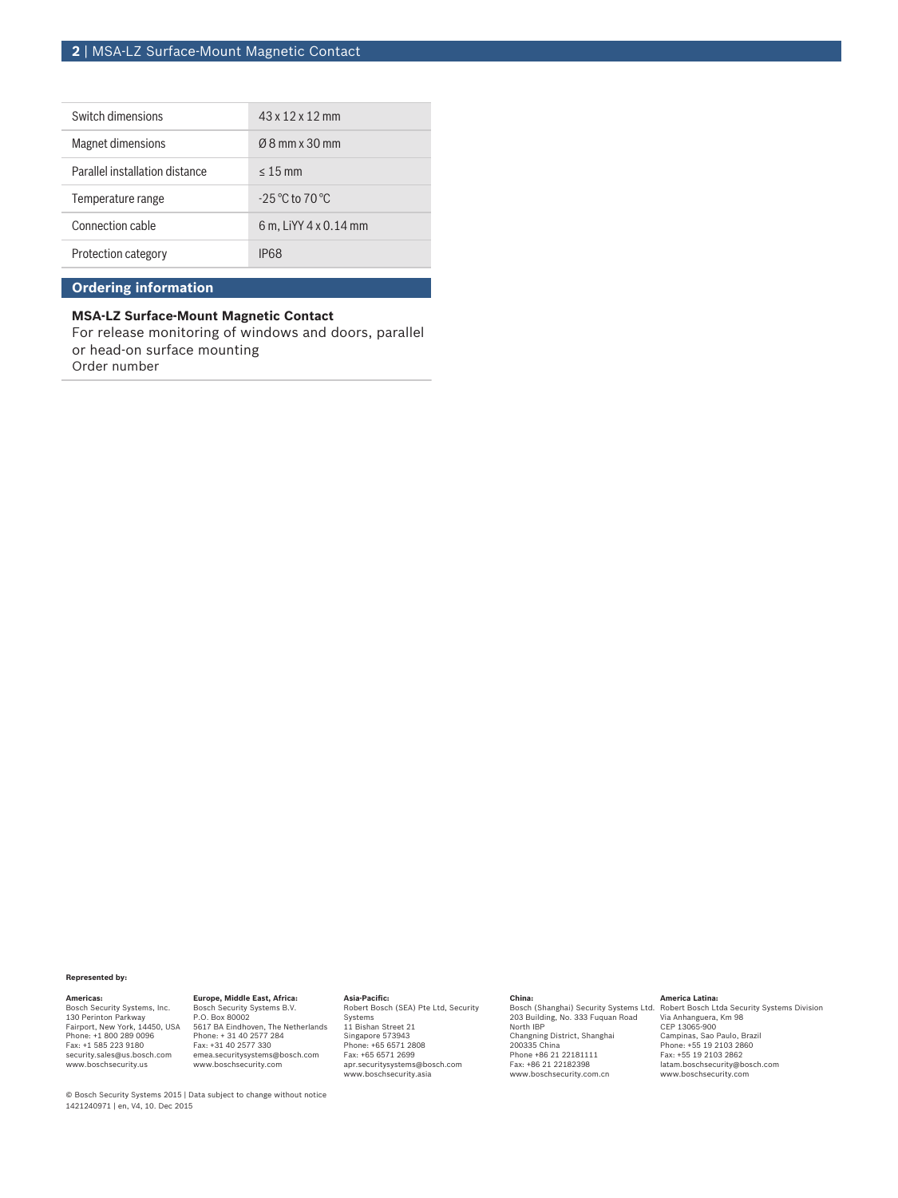| | |
|---|---|
| Switch dimensions | 43 x 12 x 12 mm |
| Magnet dimensions | Ø 8 mm x 30 mm |
| Parallel installation distance | ≤ 15 mm |
| Temperature range | -25 °C to 70 °C |
| Connection cable | 6 m, LiYY 4 x 0.14 mm |
| Protection category | IP68 |

## Ordering information

**MSA-LZ Surface-Mount Magnetic Contact**
For release monitoring of windows and doors, parallel or head-on surface mounting
Order number

**Represented by:**

**Americas:**
Bosch Security Systems, Inc.
130 Perinton Parkway
Fairport, New York, 14450, USA
Phone: +1 800 289 0096
Fax: +1 585 223 9180
security.sales@us.bosch.com
www.boschsecurity.us

**Europe, Middle East, Africa:**
Bosch Security Systems B.V.
P.O. Box 80002
5617 BA Eindhoven, The Netherlands
Phone: + 31 40 2577 284
Fax: +31 40 2577 330
emea.securitysystems@bosch.com
www.boschsecurity.com

**Asia-Pacific:**
Robert Bosch (SEA) Pte Ltd, Security Systems
11 Bishan Street 21
Singapore 573943
Phone: +65 6571 2808
Fax: +65 6571 2699
apr.securitysystems@bosch.com
www.boschsecurity.asia

**China:**
Bosch (Shanghai) Security Systems Ltd.
203 Building, No. 333 Fuquan Road
North IBP
Changning District, Shanghai
200335 China
Phone +86 21 22181111
Fax: +86 21 22182398
www.boschsecurity.com.cn

**America Latina:**
Robert Bosch Ltda Security Systems Division
Via Anhanguera, Km 98
CEP 13065-900
Campinas, Sao Paulo, Brazil
Phone: +55 19 2103 2860
Fax: +55 19 2103 2862
latam.boschsecurity@bosch.com
www.boschsecurity.com

© Bosch Security Systems 2015 | Data subject to change without notice
1421240971 | en, V4, 10. Dec 2015